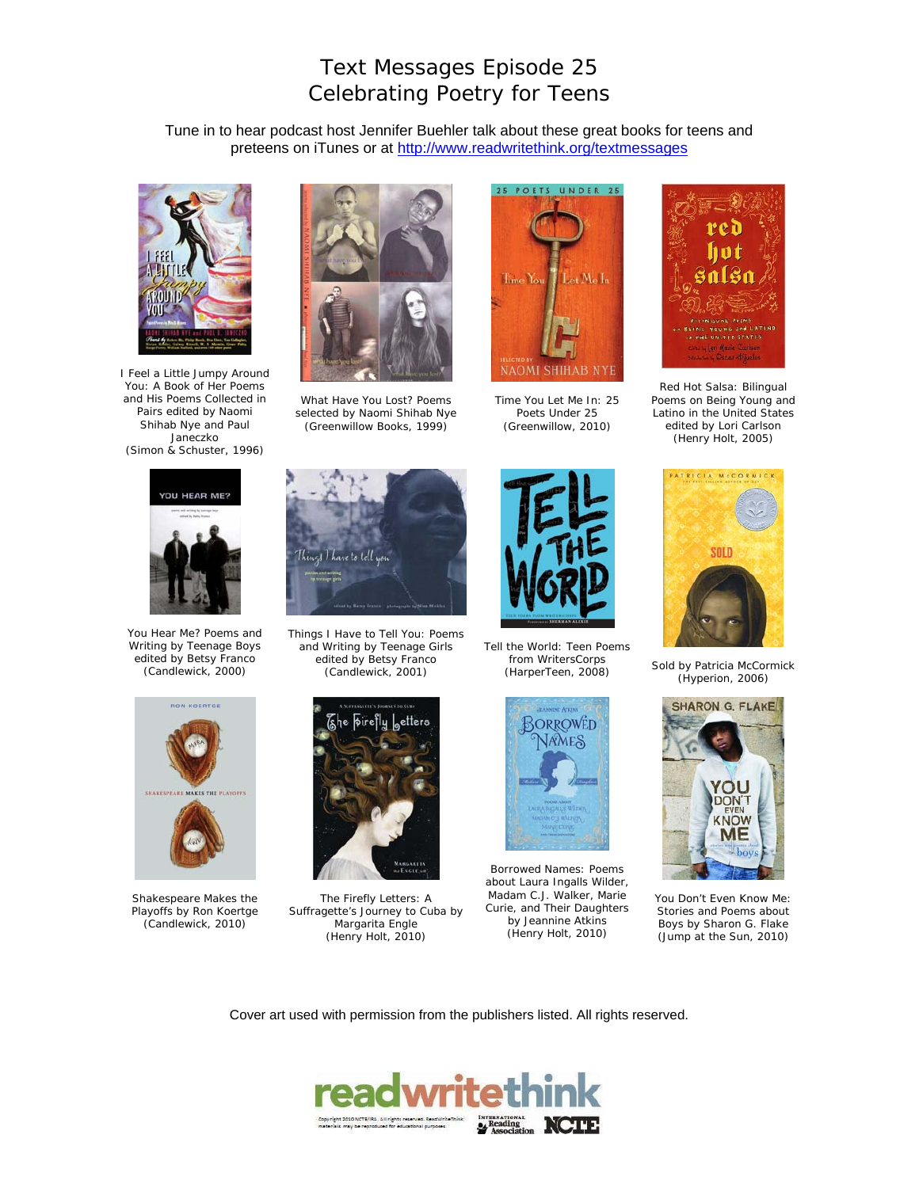# Text Messages Episode 25
## Celebrating Poetry for Teens

Tune in to hear podcast host Jennifer Buehler talk about these great books for teens and preteens on iTunes or at http://www.readwritethink.org/textmessages

I Feel a Little Jumpy Around You: A Book of Her Poems and His Poems Collected in Pairs edited by Naomi Shihab Nye and Paul Janeczko (Simon & Schuster, 1996)

What Have You Lost? Poems selected by Naomi Shihab Nye (Greenwillow Books, 1999)

Time You Let Me In: 25 Poets Under 25 (Greenwillow, 2010)

Red Hot Salsa: Bilingual Poems on Being Young and Latino in the United States edited by Lori Carlson (Henry Holt, 2005)

You Hear Me? Poems and Writing by Teenage Boys edited by Betsy Franco (Candlewick, 2000)

Things I Have to Tell You: Poems and Writing by Teenage Girls edited by Betsy Franco (Candlewick, 2001)

Tell the World: Teen Poems from WritersCorps (HarperTeen, 2008)

Sold by Patricia McCormick (Hyperion, 2006)

Shakespeare Makes the Playoffs by Ron Koertge (Candlewick, 2010)

The Firefly Letters: A Suffragette's Journey to Cuba by Margarita Engle (Henry Holt, 2010)

Borrowed Names: Poems about Laura Ingalls Wilder, Madam C.J. Walker, Marie Curie, and Their Daughters by Jeannine Atkins (Henry Holt, 2010)

You Don't Even Know Me: Stories and Poems about Boys by Sharon G. Flake (Jump at the Sun, 2010)

Cover art used with permission from the publishers listed. All rights reserved.

Copyright 2010 NCTE/IRA. All rights reserved. ReadWriteThink materials may be reproduced for educational purposes.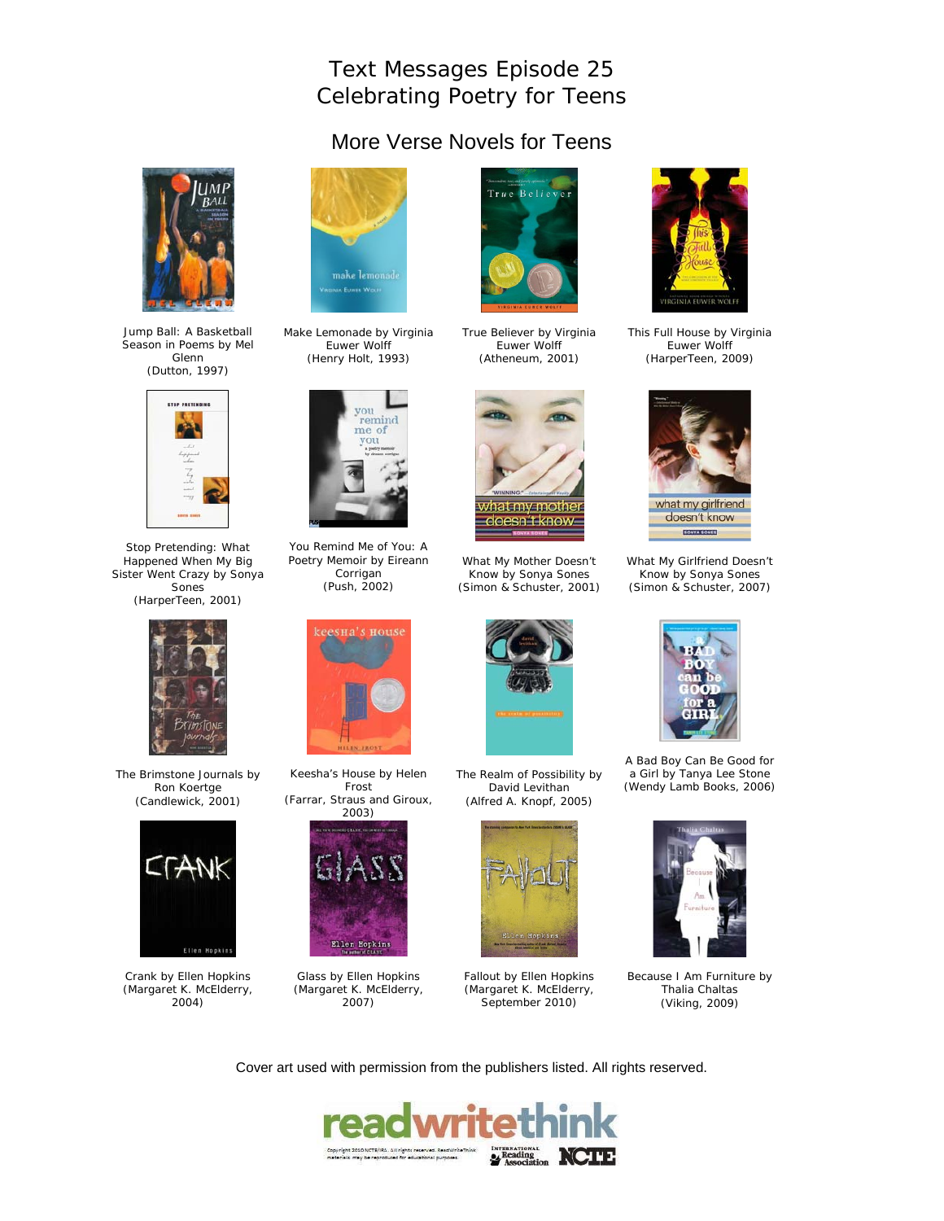# Text Messages Episode 25
# Celebrating Poetry for Teens

## More Verse Novels for Teens

Jump Ball: A Basketball Season in Poems by Mel Glenn
(Dutton, 1997)

Make Lemonade by Virginia Euwer Wolff
(Henry Holt, 1993)

True Believer by Virginia Euwer Wolff
(Atheneum, 2001)

This Full House by Virginia Euwer Wolff
(HarperTeen, 2009)

Stop Pretending: What Happened When My Big Sister Went Crazy by Sonya Sones
(HarperTeen, 2001)

You Remind Me of You: A Poetry Memoir by Eireann Corrigan
(Push, 2002)

What My Mother Doesn't Know by Sonya Sones
(Simon & Schuster, 2001)

What My Girlfriend Doesn't Know by Sonya Sones
(Simon & Schuster, 2007)

The Brimstone Journals by Ron Koertge
(Candlewick, 2001)

Keesha's House by Helen Frost
(Farrar, Straus and Giroux, 2003)

The Realm of Possibility by David Levithan
(Alfred A. Knopf, 2005)

A Bad Boy Can Be Good for a Girl by Tanya Lee Stone
(Wendy Lamb Books, 2006)

Crank by Ellen Hopkins
(Margaret K. McElderry, 2004)

Glass by Ellen Hopkins
(Margaret K. McElderry, 2007)

Fallout by Ellen Hopkins
(Margaret K. McElderry, September 2010)

Because I Am Furniture by Thalia Chaltas
(Viking, 2009)

Cover art used with permission from the publishers listed. All rights reserved.

readwritethink

Copyright 2010 NCTE/IRA. All rights reserved. ReadWriteThink materials may be reproduced for educational purposes.

International Reading Association NCTE